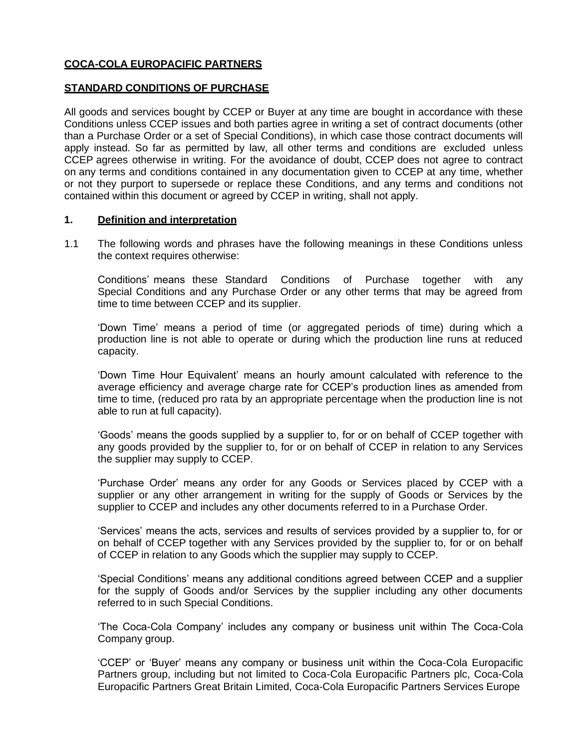**COCA-COLA EUROPACIFIC PARTNERS**

**STANDARD CONDITIONS OF PURCHASE**

All goods and services bought by CCEP or Buyer at any time are bought in accordance with these Conditions unless CCEP issues and both parties agree in writing a set of contract documents (other than a Purchase Order or a set of Special Conditions), in which case those contract documents will apply instead. So far as permitted by law, all other terms and conditions are excluded unless CCEP agrees otherwise in writing. For the avoidance of doubt, CCEP does not agree to contract on any terms and conditions contained in any documentation given to CCEP at any time, whether or not they purport to supersede or replace these Conditions, and any terms and conditions not contained within this document or agreed by CCEP in writing, shall not apply.

## 1. Definition and interpretation

1.1 The following words and phrases have the following meanings in these Conditions unless the context requires otherwise:

Conditions' means these Standard Conditions of Purchase together with any Special Conditions and any Purchase Order or any other terms that may be agreed from time to time between CCEP and its supplier.

'Down Time' means a period of time (or aggregated periods of time) during which a production line is not able to operate or during which the production line runs at reduced capacity.

'Down Time Hour Equivalent' means an hourly amount calculated with reference to the average efficiency and average charge rate for CCEP's production lines as amended from time to time, (reduced pro rata by an appropriate percentage when the production line is not able to run at full capacity).

'Goods' means the goods supplied by a supplier to, for or on behalf of CCEP together with any goods provided by the supplier to, for or on behalf of CCEP in relation to any Services the supplier may supply to CCEP.

'Purchase Order' means any order for any Goods or Services placed by CCEP with a supplier or any other arrangement in writing for the supply of Goods or Services by the supplier to CCEP and includes any other documents referred to in a Purchase Order.

'Services' means the acts, services and results of services provided by a supplier to, for or on behalf of CCEP together with any Services provided by the supplier to, for or on behalf of CCEP in relation to any Goods which the supplier may supply to CCEP.

'Special Conditions' means any additional conditions agreed between CCEP and a supplier for the supply of Goods and/or Services by the supplier including any other documents referred to in such Special Conditions.

'The Coca-Cola Company' includes any company or business unit within The Coca-Cola Company group.

'CCEP' or 'Buyer' means any company or business unit within the Coca-Cola Europacific Partners group, including but not limited to Coca-Cola Europacific Partners plc, Coca-Cola Europacific Partners Great Britain Limited, Coca-Cola Europacific Partners Services Europe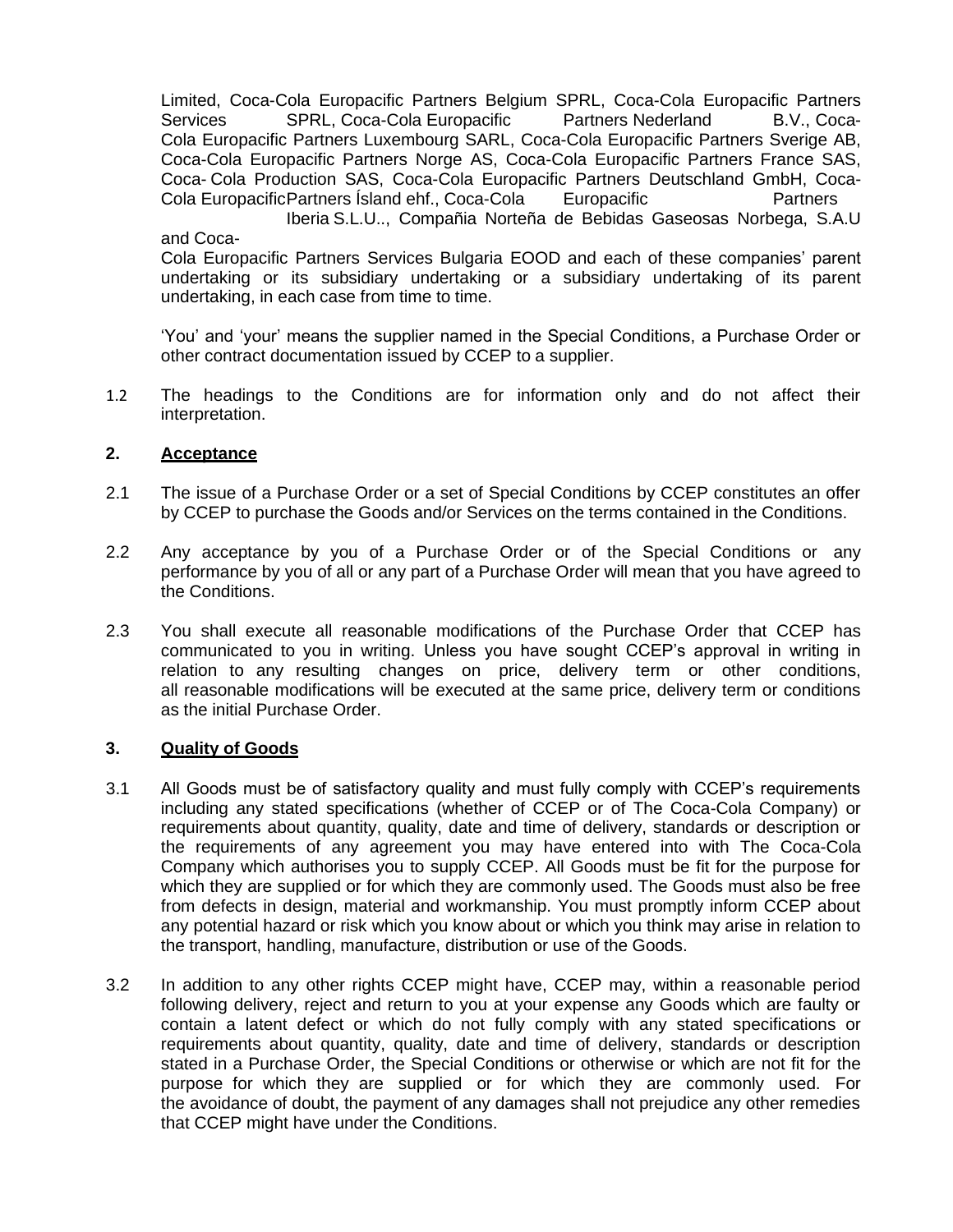Limited, Coca-Cola Europacific Partners Belgium SPRL, Coca-Cola Europacific Partners Services SPRL, Coca-Cola Europacific Partners Nederland B.V., Coca-Cola Europacific Partners Luxembourg SARL, Coca-Cola Europacific Partners Sverige AB, Coca-Cola Europacific Partners Norge AS, Coca-Cola Europacific Partners France SAS, Coca- Cola Production SAS, Coca-Cola Europacific Partners Deutschland GmbH, Coca-Cola Europacific Partners Ísland ehf., Coca-Cola Europacific Partners Iberia S.L.U.., Compañia Norteña de Bebidas Gaseosas Norbega, S.A.U and Coca-Cola Europacific Partners Services Bulgaria EOOD and each of these companies' parent undertaking or its subsidiary undertaking or a subsidiary undertaking of its parent undertaking, in each case from time to time.

'You' and 'your' means the supplier named in the Special Conditions, a Purchase Order or other contract documentation issued by CCEP to a supplier.

1.2 The headings to the Conditions are for information only and do not affect their interpretation.

## 2. Acceptance

2.1 The issue of a Purchase Order or a set of Special Conditions by CCEP constitutes an offer by CCEP to purchase the Goods and/or Services on the terms contained in the Conditions.

2.2 Any acceptance by you of a Purchase Order or of the Special Conditions or any performance by you of all or any part of a Purchase Order will mean that you have agreed to the Conditions.

2.3 You shall execute all reasonable modifications of the Purchase Order that CCEP has communicated to you in writing. Unless you have sought CCEP's approval in writing in relation to any resulting changes on price, delivery term or other conditions, all reasonable modifications will be executed at the same price, delivery term or conditions as the initial Purchase Order.

## 3. Quality of Goods

3.1 All Goods must be of satisfactory quality and must fully comply with CCEP's requirements including any stated specifications (whether of CCEP or of The Coca-Cola Company) or requirements about quantity, quality, date and time of delivery, standards or description or the requirements of any agreement you may have entered into with The Coca-Cola Company which authorises you to supply CCEP. All Goods must be fit for the purpose for which they are supplied or for which they are commonly used. The Goods must also be free from defects in design, material and workmanship. You must promptly inform CCEP about any potential hazard or risk which you know about or which you think may arise in relation to the transport, handling, manufacture, distribution or use of the Goods.

3.2 In addition to any other rights CCEP might have, CCEP may, within a reasonable period following delivery, reject and return to you at your expense any Goods which are faulty or contain a latent defect or which do not fully comply with any stated specifications or requirements about quantity, quality, date and time of delivery, standards or description stated in a Purchase Order, the Special Conditions or otherwise or which are not fit for the purpose for which they are supplied or for which they are commonly used. For the avoidance of doubt, the payment of any damages shall not prejudice any other remedies that CCEP might have under the Conditions.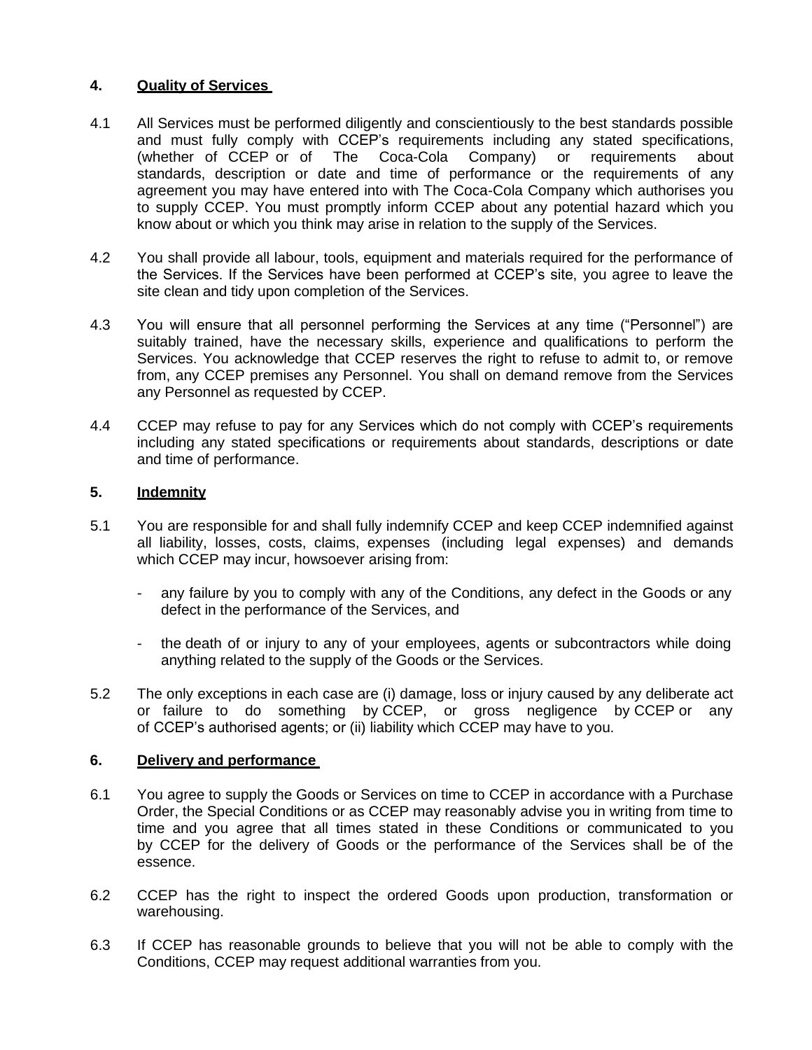## 4. Quality of Services

4.1 All Services must be performed diligently and conscientiously to the best standards possible and must fully comply with CCEP's requirements including any stated specifications, (whether of CCEP or of The Coca-Cola Company) or requirements about standards, description or date and time of performance or the requirements of any agreement you may have entered into with The Coca-Cola Company which authorises you to supply CCEP. You must promptly inform CCEP about any potential hazard which you know about or which you think may arise in relation to the supply of the Services.

4.2 You shall provide all labour, tools, equipment and materials required for the performance of the Services. If the Services have been performed at CCEP's site, you agree to leave the site clean and tidy upon completion of the Services.

4.3 You will ensure that all personnel performing the Services at any time ("Personnel") are suitably trained, have the necessary skills, experience and qualifications to perform the Services. You acknowledge that CCEP reserves the right to refuse to admit to, or remove from, any CCEP premises any Personnel. You shall on demand remove from the Services any Personnel as requested by CCEP.

4.4 CCEP may refuse to pay for any Services which do not comply with CCEP's requirements including any stated specifications or requirements about standards, descriptions or date and time of performance.

## 5. Indemnity

5.1 You are responsible for and shall fully indemnify CCEP and keep CCEP indemnified against all liability, losses, costs, claims, expenses (including legal expenses) and demands which CCEP may incur, howsoever arising from:

- any failure by you to comply with any of the Conditions, any defect in the Goods or any defect in the performance of the Services, and
- the death of or injury to any of your employees, agents or subcontractors while doing anything related to the supply of the Goods or the Services.

5.2 The only exceptions in each case are (i) damage, loss or injury caused by any deliberate act or failure to do something by CCEP, or gross negligence by CCEP or any of CCEP's authorised agents; or (ii) liability which CCEP may have to you.

## 6. Delivery and performance

6.1 You agree to supply the Goods or Services on time to CCEP in accordance with a Purchase Order, the Special Conditions or as CCEP may reasonably advise you in writing from time to time and you agree that all times stated in these Conditions or communicated to you by CCEP for the delivery of Goods or the performance of the Services shall be of the essence.

6.2 CCEP has the right to inspect the ordered Goods upon production, transformation or warehousing.

6.3 If CCEP has reasonable grounds to believe that you will not be able to comply with the Conditions, CCEP may request additional warranties from you.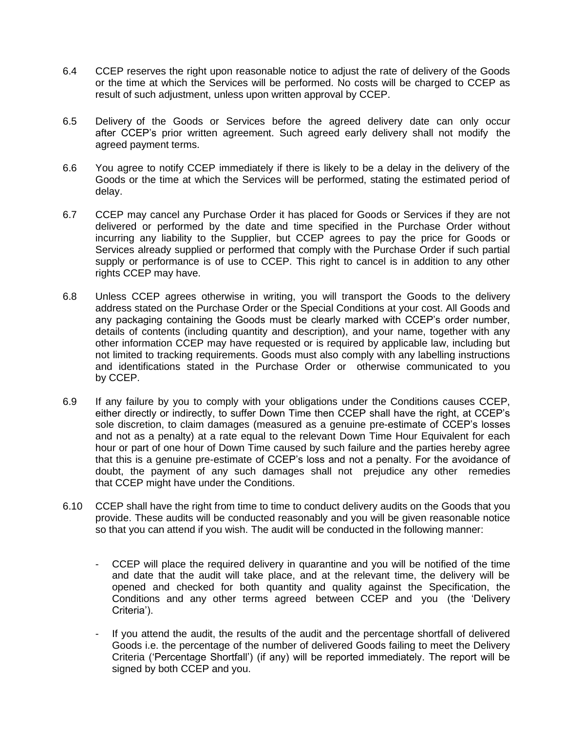6.4 CCEP reserves the right upon reasonable notice to adjust the rate of delivery of the Goods or the time at which the Services will be performed. No costs will be charged to CCEP as result of such adjustment, unless upon written approval by CCEP.

6.5 Delivery of the Goods or Services before the agreed delivery date can only occur after CCEP's prior written agreement. Such agreed early delivery shall not modify the agreed payment terms.

6.6 You agree to notify CCEP immediately if there is likely to be a delay in the delivery of the Goods or the time at which the Services will be performed, stating the estimated period of delay.

6.7 CCEP may cancel any Purchase Order it has placed for Goods or Services if they are not delivered or performed by the date and time specified in the Purchase Order without incurring any liability to the Supplier, but CCEP agrees to pay the price for Goods or Services already supplied or performed that comply with the Purchase Order if such partial supply or performance is of use to CCEP. This right to cancel is in addition to any other rights CCEP may have.

6.8 Unless CCEP agrees otherwise in writing, you will transport the Goods to the delivery address stated on the Purchase Order or the Special Conditions at your cost. All Goods and any packaging containing the Goods must be clearly marked with CCEP's order number, details of contents (including quantity and description), and your name, together with any other information CCEP may have requested or is required by applicable law, including but not limited to tracking requirements. Goods must also comply with any labelling instructions and identifications stated in the Purchase Order or otherwise communicated to you by CCEP.

6.9 If any failure by you to comply with your obligations under the Conditions causes CCEP, either directly or indirectly, to suffer Down Time then CCEP shall have the right, at CCEP's sole discretion, to claim damages (measured as a genuine pre-estimate of CCEP's losses and not as a penalty) at a rate equal to the relevant Down Time Hour Equivalent for each hour or part of one hour of Down Time caused by such failure and the parties hereby agree that this is a genuine pre-estimate of CCEP's loss and not a penalty. For the avoidance of doubt, the payment of any such damages shall not prejudice any other remedies that CCEP might have under the Conditions.

6.10 CCEP shall have the right from time to time to conduct delivery audits on the Goods that you provide. These audits will be conducted reasonably and you will be given reasonable notice so that you can attend if you wish. The audit will be conducted in the following manner:

- CCEP will place the required delivery in quarantine and you will be notified of the time and date that the audit will take place, and at the relevant time, the delivery will be opened and checked for both quantity and quality against the Specification, the Conditions and any other terms agreed between CCEP and you (the 'Delivery Criteria').

- If you attend the audit, the results of the audit and the percentage shortfall of delivered Goods i.e. the percentage of the number of delivered Goods failing to meet the Delivery Criteria ('Percentage Shortfall') (if any) will be reported immediately. The report will be signed by both CCEP and you.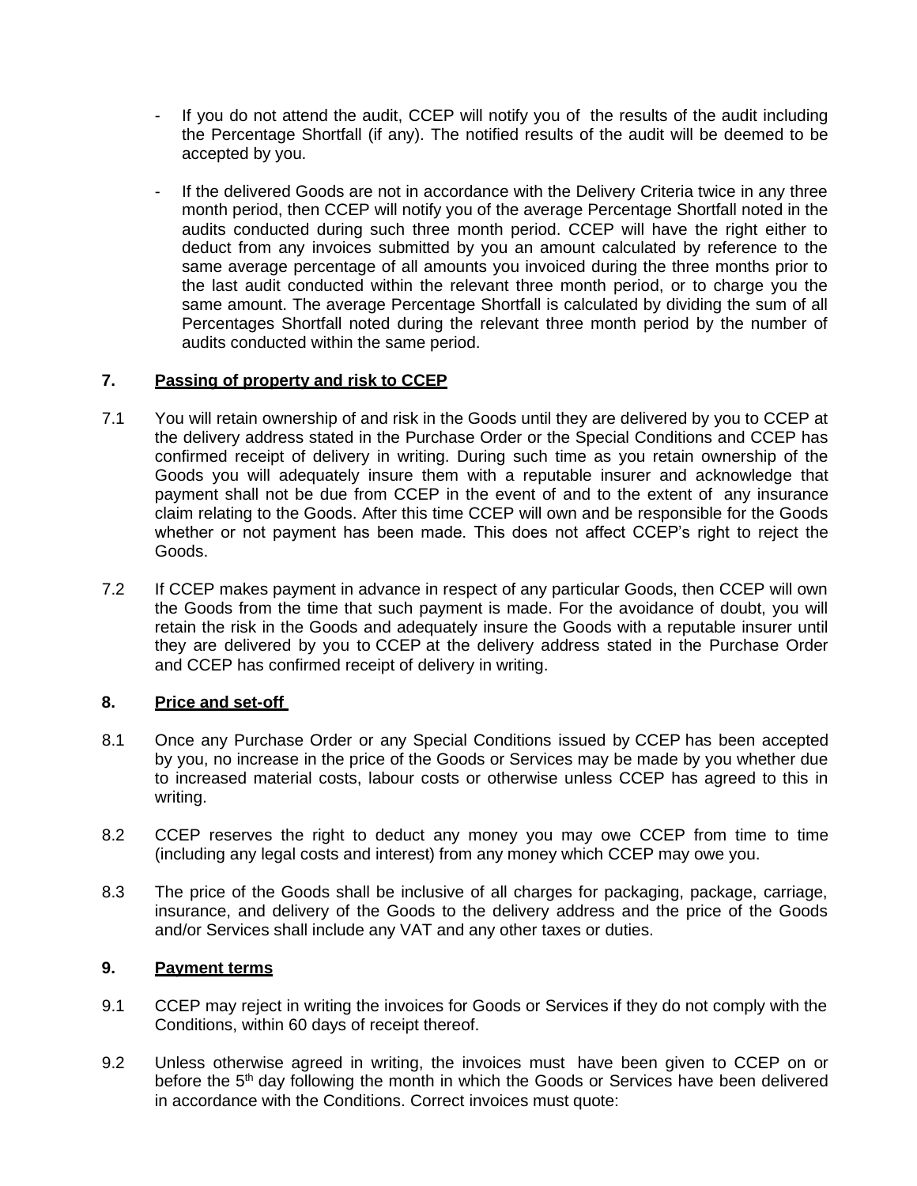- If you do not attend the audit, CCEP will notify you of the results of the audit including the Percentage Shortfall (if any). The notified results of the audit will be deemed to be accepted by you.
- If the delivered Goods are not in accordance with the Delivery Criteria twice in any three month period, then CCEP will notify you of the average Percentage Shortfall noted in the audits conducted during such three month period. CCEP will have the right either to deduct from any invoices submitted by you an amount calculated by reference to the same average percentage of all amounts you invoiced during the three months prior to the last audit conducted within the relevant three month period, or to charge you the same amount. The average Percentage Shortfall is calculated by dividing the sum of all Percentages Shortfall noted during the relevant three month period by the number of audits conducted within the same period.

## 7. Passing of property and risk to CCEP

7.1 You will retain ownership of and risk in the Goods until they are delivered by you to CCEP at the delivery address stated in the Purchase Order or the Special Conditions and CCEP has confirmed receipt of delivery in writing. During such time as you retain ownership of the Goods you will adequately insure them with a reputable insurer and acknowledge that payment shall not be due from CCEP in the event of and to the extent of any insurance claim relating to the Goods. After this time CCEP will own and be responsible for the Goods whether or not payment has been made. This does not affect CCEP's right to reject the Goods.

7.2 If CCEP makes payment in advance in respect of any particular Goods, then CCEP will own the Goods from the time that such payment is made. For the avoidance of doubt, you will retain the risk in the Goods and adequately insure the Goods with a reputable insurer until they are delivered by you to CCEP at the delivery address stated in the Purchase Order and CCEP has confirmed receipt of delivery in writing.

## 8. Price and set-off

8.1 Once any Purchase Order or any Special Conditions issued by CCEP has been accepted by you, no increase in the price of the Goods or Services may be made by you whether due to increased material costs, labour costs or otherwise unless CCEP has agreed to this in writing.

8.2 CCEP reserves the right to deduct any money you may owe CCEP from time to time (including any legal costs and interest) from any money which CCEP may owe you.

8.3 The price of the Goods shall be inclusive of all charges for packaging, package, carriage, insurance, and delivery of the Goods to the delivery address and the price of the Goods and/or Services shall include any VAT and any other taxes or duties.

## 9. Payment terms

9.1 CCEP may reject in writing the invoices for Goods or Services if they do not comply with the Conditions, within 60 days of receipt thereof.

9.2 Unless otherwise agreed in writing, the invoices must have been given to CCEP on or before the 5th day following the month in which the Goods or Services have been delivered in accordance with the Conditions. Correct invoices must quote: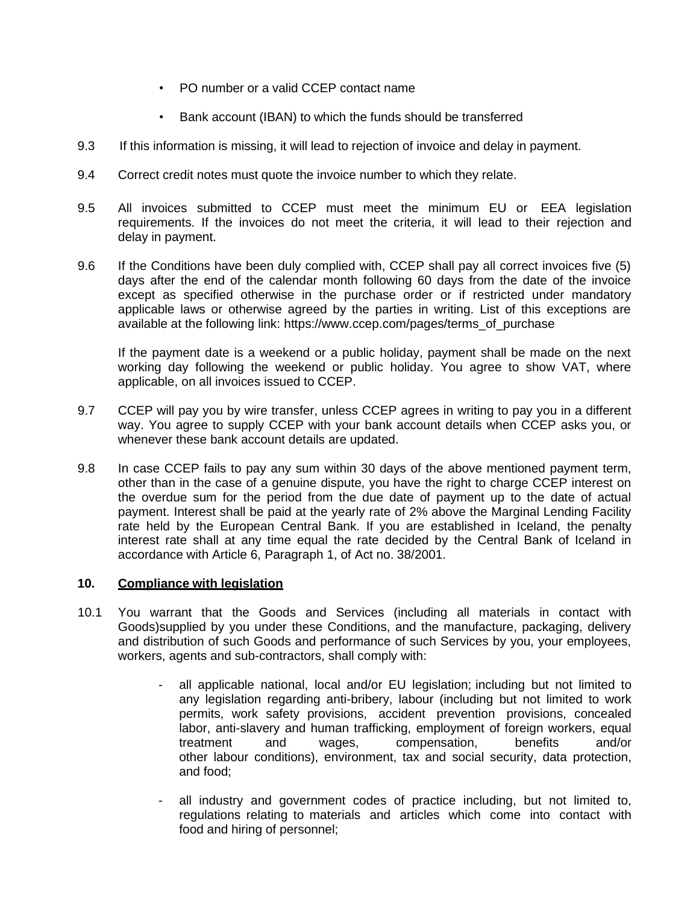- PO number or a valid CCEP contact name
- Bank account (IBAN) to which the funds should be transferred

9.3 If this information is missing, it will lead to rejection of invoice and delay in payment.

9.4 Correct credit notes must quote the invoice number to which they relate.

9.5 All invoices submitted to CCEP must meet the minimum EU or EEA legislation requirements. If the invoices do not meet the criteria, it will lead to their rejection and delay in payment.

9.6 If the Conditions have been duly complied with, CCEP shall pay all correct invoices five (5) days after the end of the calendar month following 60 days from the date of the invoice except as specified otherwise in the purchase order or if restricted under mandatory applicable laws or otherwise agreed by the parties in writing. List of this exceptions are available at the following link: https://www.ccep.com/pages/terms_of_purchase

If the payment date is a weekend or a public holiday, payment shall be made on the next working day following the weekend or public holiday. You agree to show VAT, where applicable, on all invoices issued to CCEP.

9.7 CCEP will pay you by wire transfer, unless CCEP agrees in writing to pay you in a different way. You agree to supply CCEP with your bank account details when CCEP asks you, or whenever these bank account details are updated.

9.8 In case CCEP fails to pay any sum within 30 days of the above mentioned payment term, other than in the case of a genuine dispute, you have the right to charge CCEP interest on the overdue sum for the period from the due date of payment up to the date of actual payment. Interest shall be paid at the yearly rate of 2% above the Marginal Lending Facility rate held by the European Central Bank. If you are established in Iceland, the penalty interest rate shall at any time equal the rate decided by the Central Bank of Iceland in accordance with Article 6, Paragraph 1, of Act no. 38/2001.

## 10. Compliance with legislation

10.1 You warrant that the Goods and Services (including all materials in contact with Goods)supplied by you under these Conditions, and the manufacture, packaging, delivery and distribution of such Goods and performance of such Services by you, your employees, workers, agents and sub-contractors, shall comply with:

- all applicable national, local and/or EU legislation; including but not limited to any legislation regarding anti-bribery, labour (including but not limited to work permits, work safety provisions, accident prevention provisions, concealed labor, anti-slavery and human trafficking, employment of foreign workers, equal treatment and wages, compensation, benefits and/or other labour conditions), environment, tax and social security, data protection, and food;
- all industry and government codes of practice including, but not limited to, regulations relating to materials and articles which come into contact with food and hiring of personnel;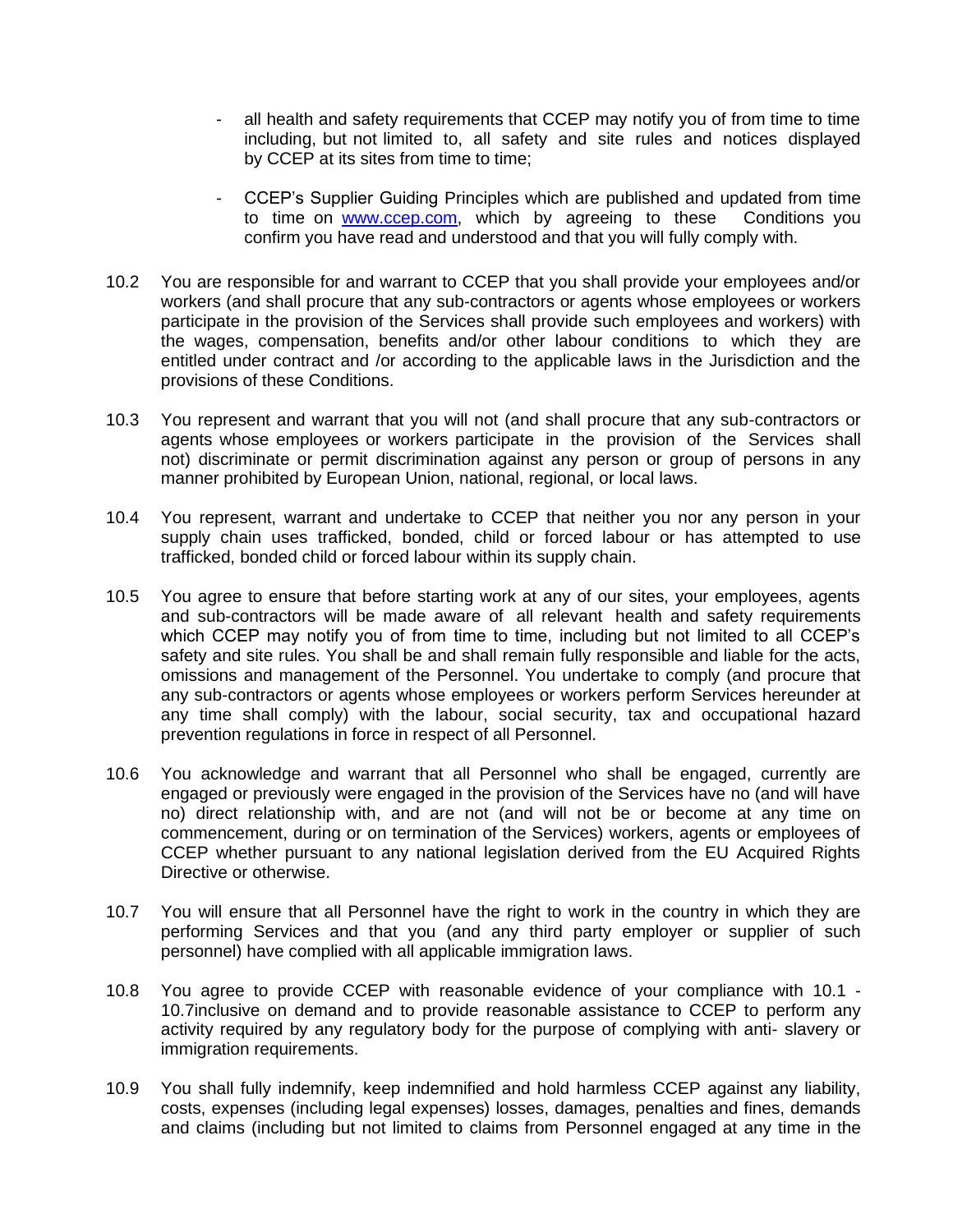- all health and safety requirements that CCEP may notify you of from time to time including, but not limited to, all safety and site rules and notices displayed by CCEP at its sites from time to time;
- CCEP's Supplier Guiding Principles which are published and updated from time to time on [www.ccep.com](www.ccep.com), which by agreeing to these Conditions you confirm you have read and understood and that you will fully comply with.

10.2 You are responsible for and warrant to CCEP that you shall provide your employees and/or workers (and shall procure that any sub-contractors or agents whose employees or workers participate in the provision of the Services shall provide such employees and workers) with the wages, compensation, benefits and/or other labour conditions to which they are entitled under contract and /or according to the applicable laws in the Jurisdiction and the provisions of these Conditions.

10.3 You represent and warrant that you will not (and shall procure that any sub-contractors or agents whose employees or workers participate in the provision of the Services shall not) discriminate or permit discrimination against any person or group of persons in any manner prohibited by European Union, national, regional, or local laws.

10.4 You represent, warrant and undertake to CCEP that neither you nor any person in your supply chain uses trafficked, bonded, child or forced labour or has attempted to use trafficked, bonded child or forced labour within its supply chain.

10.5 You agree to ensure that before starting work at any of our sites, your employees, agents and sub-contractors will be made aware of all relevant health and safety requirements which CCEP may notify you of from time to time, including but not limited to all CCEP's safety and site rules. You shall be and shall remain fully responsible and liable for the acts, omissions and management of the Personnel. You undertake to comply (and procure that any sub-contractors or agents whose employees or workers perform Services hereunder at any time shall comply) with the labour, social security, tax and occupational hazard prevention regulations in force in respect of all Personnel.

10.6 You acknowledge and warrant that all Personnel who shall be engaged, currently are engaged or previously were engaged in the provision of the Services have no (and will have no) direct relationship with, and are not (and will not be or become at any time on commencement, during or on termination of the Services) workers, agents or employees of CCEP whether pursuant to any national legislation derived from the EU Acquired Rights Directive or otherwise.

10.7 You will ensure that all Personnel have the right to work in the country in which they are performing Services and that you (and any third party employer or supplier of such personnel) have complied with all applicable immigration laws.

10.8 You agree to provide CCEP with reasonable evidence of your compliance with 10.1 - 10.7inclusive on demand and to provide reasonable assistance to CCEP to perform any activity required by any regulatory body for the purpose of complying with anti- slavery or immigration requirements.

10.9 You shall fully indemnify, keep indemnified and hold harmless CCEP against any liability, costs, expenses (including legal expenses) losses, damages, penalties and fines, demands and claims (including but not limited to claims from Personnel engaged at any time in the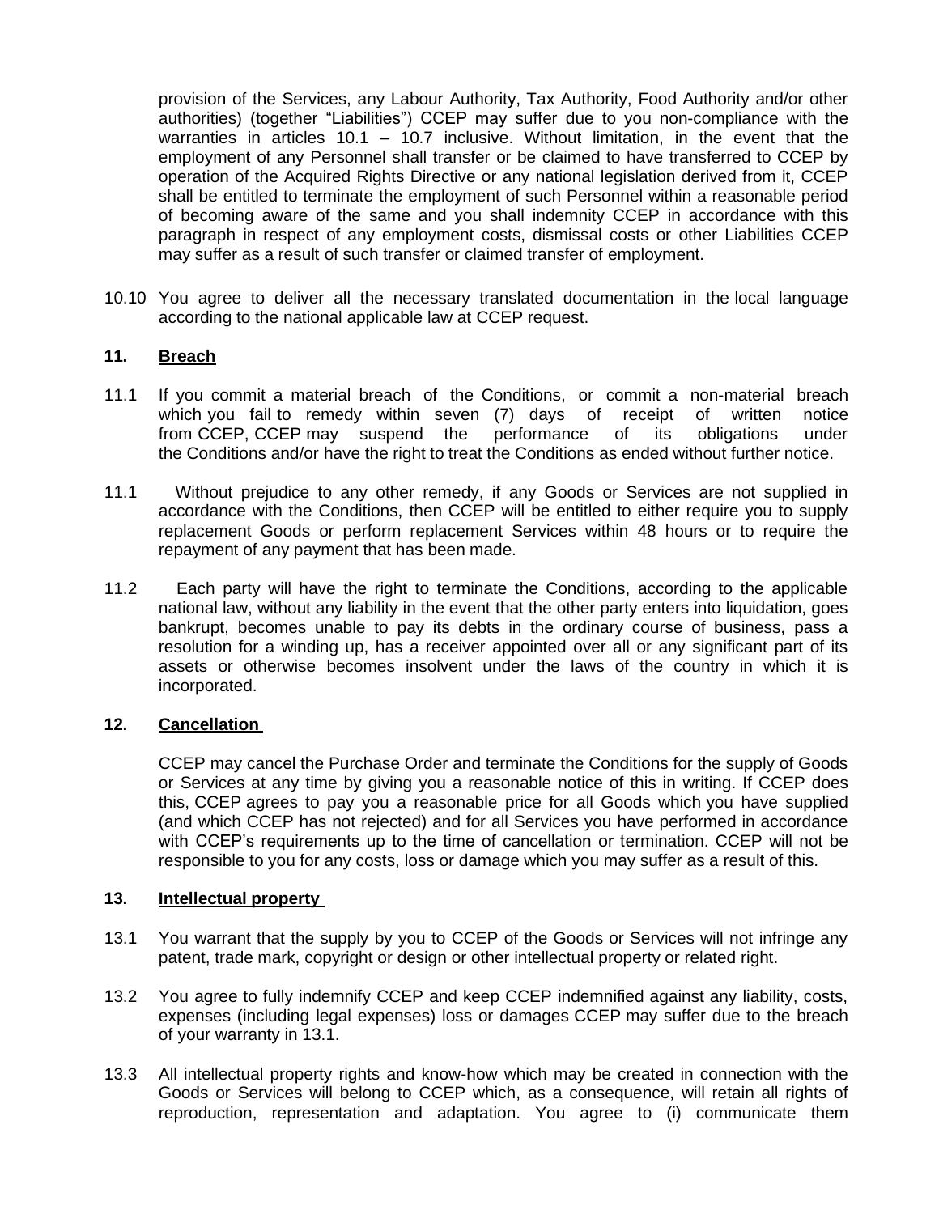provision of the Services, any Labour Authority, Tax Authority, Food Authority and/or other authorities) (together "Liabilities") CCEP may suffer due to you non-compliance with the warranties in articles 10.1 – 10.7 inclusive. Without limitation, in the event that the employment of any Personnel shall transfer or be claimed to have transferred to CCEP by operation of the Acquired Rights Directive or any national legislation derived from it, CCEP shall be entitled to terminate the employment of such Personnel within a reasonable period of becoming aware of the same and you shall indemnity CCEP in accordance with this paragraph in respect of any employment costs, dismissal costs or other Liabilities CCEP may suffer as a result of such transfer or claimed transfer of employment.

10.10 You agree to deliver all the necessary translated documentation in the local language according to the national applicable law at CCEP request.

## 11. Breach

11.1 If you commit a material breach of the Conditions, or commit a non-material breach which you fail to remedy within seven (7) days of receipt of written notice from CCEP, CCEP may suspend the performance of its obligations under the Conditions and/or have the right to treat the Conditions as ended without further notice.

11.1 Without prejudice to any other remedy, if any Goods or Services are not supplied in accordance with the Conditions, then CCEP will be entitled to either require you to supply replacement Goods or perform replacement Services within 48 hours or to require the repayment of any payment that has been made.

11.2 Each party will have the right to terminate the Conditions, according to the applicable national law, without any liability in the event that the other party enters into liquidation, goes bankrupt, becomes unable to pay its debts in the ordinary course of business, pass a resolution for a winding up, has a receiver appointed over all or any significant part of its assets or otherwise becomes insolvent under the laws of the country in which it is incorporated.

## 12. Cancellation

CCEP may cancel the Purchase Order and terminate the Conditions for the supply of Goods or Services at any time by giving you a reasonable notice of this in writing. If CCEP does this, CCEP agrees to pay you a reasonable price for all Goods which you have supplied (and which CCEP has not rejected) and for all Services you have performed in accordance with CCEP's requirements up to the time of cancellation or termination. CCEP will not be responsible to you for any costs, loss or damage which you may suffer as a result of this.

## 13. Intellectual property

13.1 You warrant that the supply by you to CCEP of the Goods or Services will not infringe any patent, trade mark, copyright or design or other intellectual property or related right.

13.2 You agree to fully indemnify CCEP and keep CCEP indemnified against any liability, costs, expenses (including legal expenses) loss or damages CCEP may suffer due to the breach of your warranty in 13.1.

13.3 All intellectual property rights and know-how which may be created in connection with the Goods or Services will belong to CCEP which, as a consequence, will retain all rights of reproduction, representation and adaptation. You agree to (i) communicate them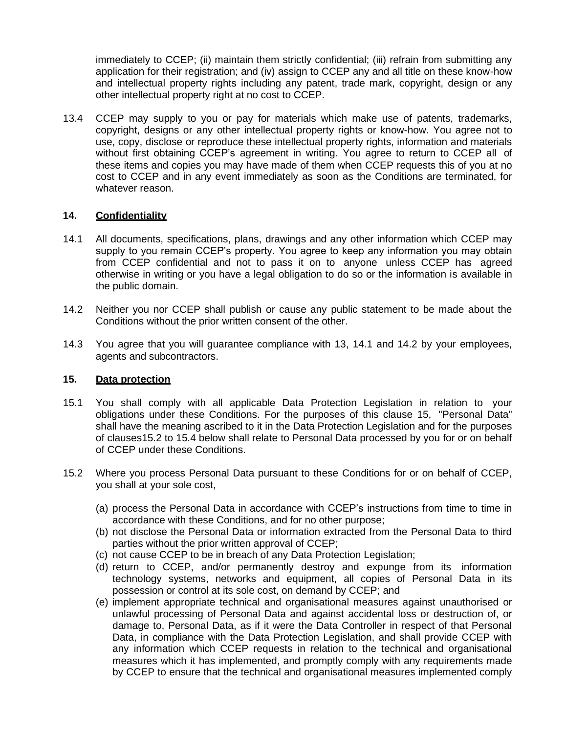immediately to CCEP; (ii) maintain them strictly confidential; (iii) refrain from submitting any application for their registration; and (iv) assign to CCEP any and all title on these know-how and intellectual property rights including any patent, trade mark, copyright, design or any other intellectual property right at no cost to CCEP.

13.4 CCEP may supply to you or pay for materials which make use of patents, trademarks, copyright, designs or any other intellectual property rights or know-how. You agree not to use, copy, disclose or reproduce these intellectual property rights, information and materials without first obtaining CCEP's agreement in writing. You agree to return to CCEP all of these items and copies you may have made of them when CCEP requests this of you at no cost to CCEP and in any event immediately as soon as the Conditions are terminated, for whatever reason.

## 14. Confidentiality

14.1 All documents, specifications, plans, drawings and any other information which CCEP may supply to you remain CCEP's property. You agree to keep any information you may obtain from CCEP confidential and not to pass it on to anyone unless CCEP has agreed otherwise in writing or you have a legal obligation to do so or the information is available in the public domain.

14.2 Neither you nor CCEP shall publish or cause any public statement to be made about the Conditions without the prior written consent of the other.

14.3 You agree that you will guarantee compliance with 13, 14.1 and 14.2 by your employees, agents and subcontractors.

## 15. Data protection

15.1 You shall comply with all applicable Data Protection Legislation in relation to your obligations under these Conditions. For the purposes of this clause 15, "Personal Data" shall have the meaning ascribed to it in the Data Protection Legislation and for the purposes of clauses15.2 to 15.4 below shall relate to Personal Data processed by you for or on behalf of CCEP under these Conditions.

15.2 Where you process Personal Data pursuant to these Conditions for or on behalf of CCEP, you shall at your sole cost,

(a) process the Personal Data in accordance with CCEP's instructions from time to time in accordance with these Conditions, and for no other purpose;
(b) not disclose the Personal Data or information extracted from the Personal Data to third parties without the prior written approval of CCEP;
(c) not cause CCEP to be in breach of any Data Protection Legislation;
(d) return to CCEP, and/or permanently destroy and expunge from its information technology systems, networks and equipment, all copies of Personal Data in its possession or control at its sole cost, on demand by CCEP; and
(e) implement appropriate technical and organisational measures against unauthorised or unlawful processing of Personal Data and against accidental loss or destruction of, or damage to, Personal Data, as if it were the Data Controller in respect of that Personal Data, in compliance with the Data Protection Legislation, and shall provide CCEP with any information which CCEP requests in relation to the technical and organisational measures which it has implemented, and promptly comply with any requirements made by CCEP to ensure that the technical and organisational measures implemented comply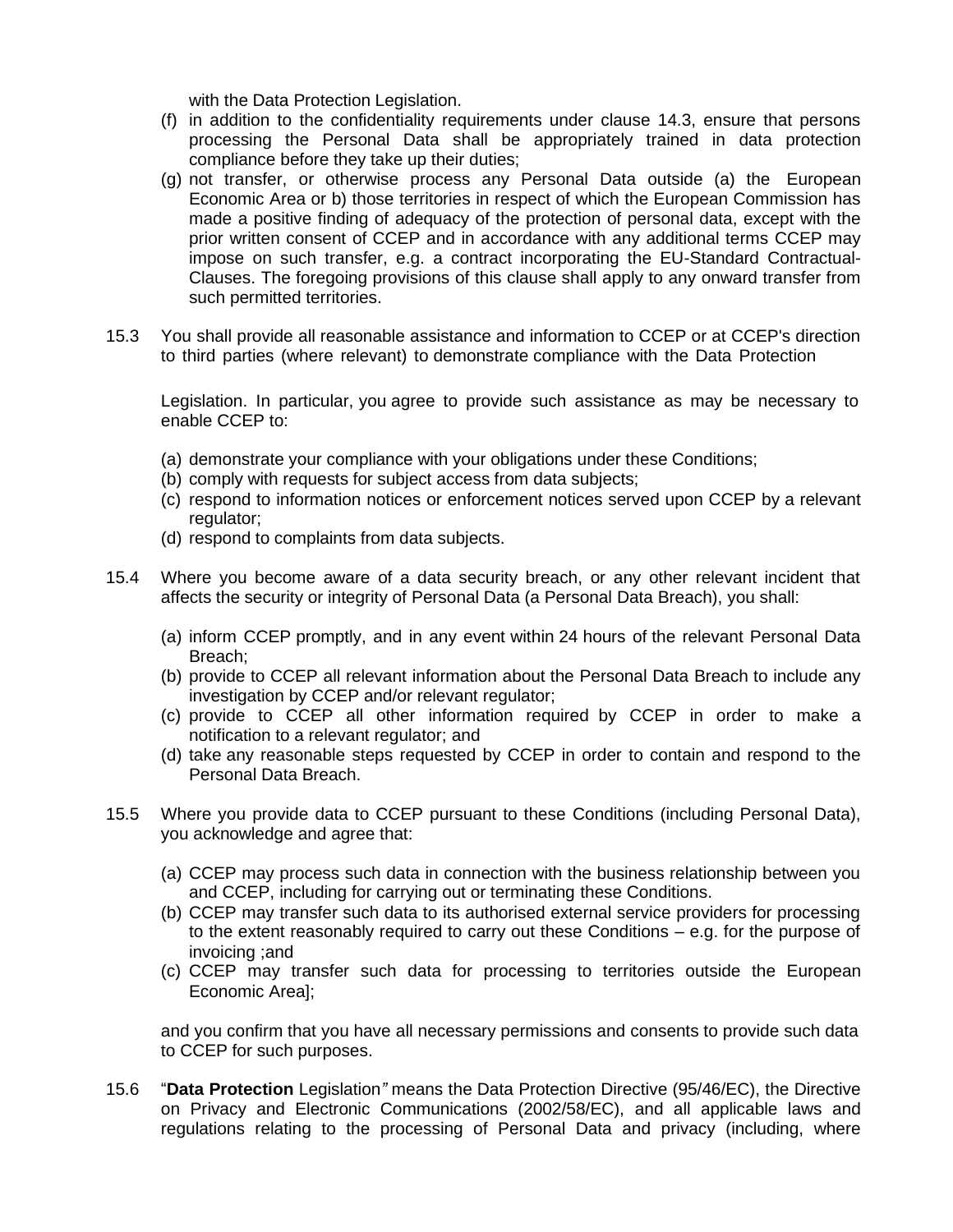with the Data Protection Legislation.

(f) in addition to the confidentiality requirements under clause 14.3, ensure that persons processing the Personal Data shall be appropriately trained in data protection compliance before they take up their duties;

(g) not transfer, or otherwise process any Personal Data outside (a) the European Economic Area or b) those territories in respect of which the European Commission has made a positive finding of adequacy of the protection of personal data, except with the prior written consent of CCEP and in accordance with any additional terms CCEP may impose on such transfer, e.g. a contract incorporating the EU-Standard Contractual-Clauses. The foregoing provisions of this clause shall apply to any onward transfer from such permitted territories.

15.3 You shall provide all reasonable assistance and information to CCEP or at CCEP's direction to third parties (where relevant) to demonstrate compliance with the Data Protection

Legislation. In particular, you agree to provide such assistance as may be necessary to enable CCEP to:

(a) demonstrate your compliance with your obligations under these Conditions;
(b) comply with requests for subject access from data subjects;
(c) respond to information notices or enforcement notices served upon CCEP by a relevant regulator;
(d) respond to complaints from data subjects.

15.4 Where you become aware of a data security breach, or any other relevant incident that affects the security or integrity of Personal Data (a Personal Data Breach), you shall:

(a) inform CCEP promptly, and in any event within 24 hours of the relevant Personal Data Breach;
(b) provide to CCEP all relevant information about the Personal Data Breach to include any investigation by CCEP and/or relevant regulator;
(c) provide to CCEP all other information required by CCEP in order to make a notification to a relevant regulator; and
(d) take any reasonable steps requested by CCEP in order to contain and respond to the Personal Data Breach.

15.5 Where you provide data to CCEP pursuant to these Conditions (including Personal Data), you acknowledge and agree that:

(a) CCEP may process such data in connection with the business relationship between you and CCEP, including for carrying out or terminating these Conditions.
(b) CCEP may transfer such data to its authorised external service providers for processing to the extent reasonably required to carry out these Conditions – e.g. for the purpose of invoicing ;and
(c) CCEP may transfer such data for processing to territories outside the European Economic Area];

and you confirm that you have all necessary permissions and consents to provide such data to CCEP for such purposes.

15.6 "**Data Protection** Legislation*"* means the Data Protection Directive (95/46/EC), the Directive on Privacy and Electronic Communications (2002/58/EC), and all applicable laws and regulations relating to the processing of Personal Data and privacy (including, where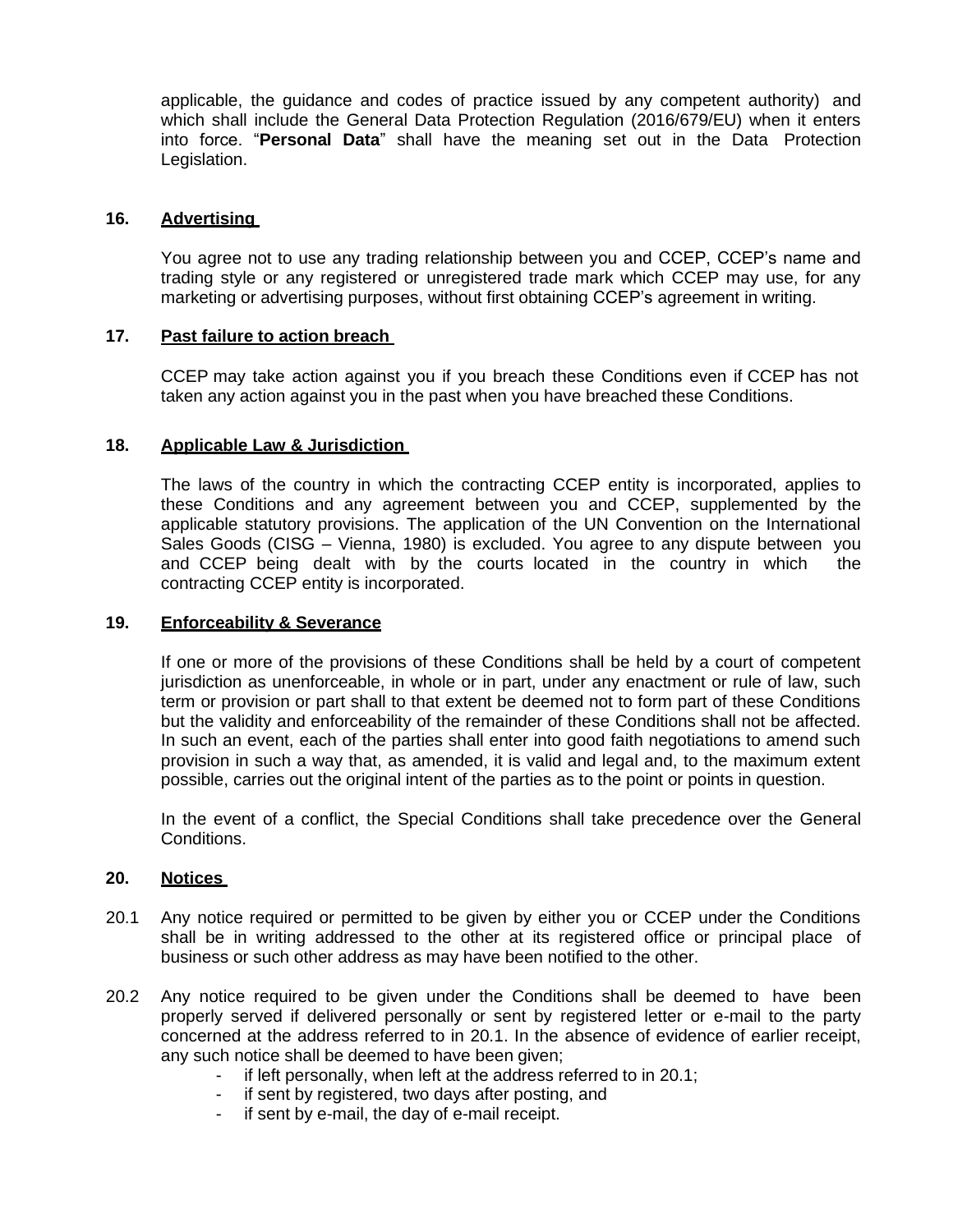applicable, the guidance and codes of practice issued by any competent authority) and which shall include the General Data Protection Regulation (2016/679/EU) when it enters into force. "**Personal Data**" shall have the meaning set out in the Data Protection Legislation.

## 16. Advertising

You agree not to use any trading relationship between you and CCEP, CCEP's name and trading style or any registered or unregistered trade mark which CCEP may use, for any marketing or advertising purposes, without first obtaining CCEP's agreement in writing.

## 17. Past failure to action breach

CCEP may take action against you if you breach these Conditions even if CCEP has not taken any action against you in the past when you have breached these Conditions.

## 18. Applicable Law & Jurisdiction

The laws of the country in which the contracting CCEP entity is incorporated, applies to these Conditions and any agreement between you and CCEP, supplemented by the applicable statutory provisions. The application of the UN Convention on the International Sales Goods (CISG – Vienna, 1980) is excluded. You agree to any dispute between you and CCEP being dealt with by the courts located in the country in which the contracting CCEP entity is incorporated.

## 19. Enforceability & Severance

If one or more of the provisions of these Conditions shall be held by a court of competent jurisdiction as unenforceable, in whole or in part, under any enactment or rule of law, such term or provision or part shall to that extent be deemed not to form part of these Conditions but the validity and enforceability of the remainder of these Conditions shall not be affected. In such an event, each of the parties shall enter into good faith negotiations to amend such provision in such a way that, as amended, it is valid and legal and, to the maximum extent possible, carries out the original intent of the parties as to the point or points in question.

In the event of a conflict, the Special Conditions shall take precedence over the General Conditions.

## 20. Notices

20.1 Any notice required or permitted to be given by either you or CCEP under the Conditions shall be in writing addressed to the other at its registered office or principal place of business or such other address as may have been notified to the other.

20.2 Any notice required to be given under the Conditions shall be deemed to have been properly served if delivered personally or sent by registered letter or e-mail to the party concerned at the address referred to in 20.1. In the absence of evidence of earlier receipt, any such notice shall be deemed to have been given;

- if left personally, when left at the address referred to in 20.1;
- if sent by registered, two days after posting, and
- if sent by e-mail, the day of e-mail receipt.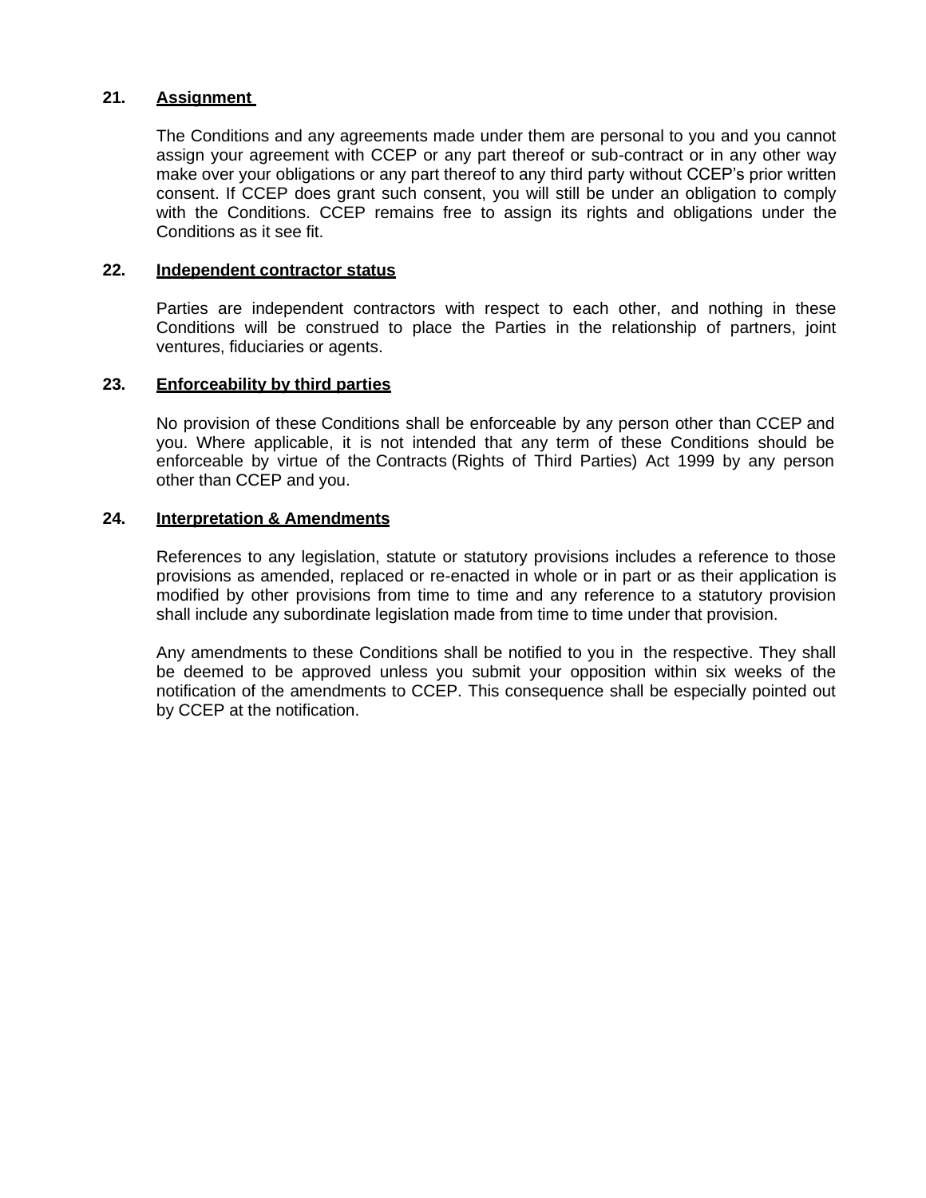## 21. Assignment

The Conditions and any agreements made under them are personal to you and you cannot assign your agreement with CCEP or any part thereof or sub-contract or in any other way make over your obligations or any part thereof to any third party without CCEP's prior written consent. If CCEP does grant such consent, you will still be under an obligation to comply with the Conditions. CCEP remains free to assign its rights and obligations under the Conditions as it see fit.

## 22. Independent contractor status

Parties are independent contractors with respect to each other, and nothing in these Conditions will be construed to place the Parties in the relationship of partners, joint ventures, fiduciaries or agents.

## 23. Enforceability by third parties

No provision of these Conditions shall be enforceable by any person other than CCEP and you. Where applicable, it is not intended that any term of these Conditions should be enforceable by virtue of the Contracts (Rights of Third Parties) Act 1999 by any person other than CCEP and you.

## 24. Interpretation & Amendments

References to any legislation, statute or statutory provisions includes a reference to those provisions as amended, replaced or re-enacted in whole or in part or as their application is modified by other provisions from time to time and any reference to a statutory provision shall include any subordinate legislation made from time to time under that provision.

Any amendments to these Conditions shall be notified to you in the respective. They shall be deemed to be approved unless you submit your opposition within six weeks of the notification of the amendments to CCEP. This consequence shall be especially pointed out by CCEP at the notification.